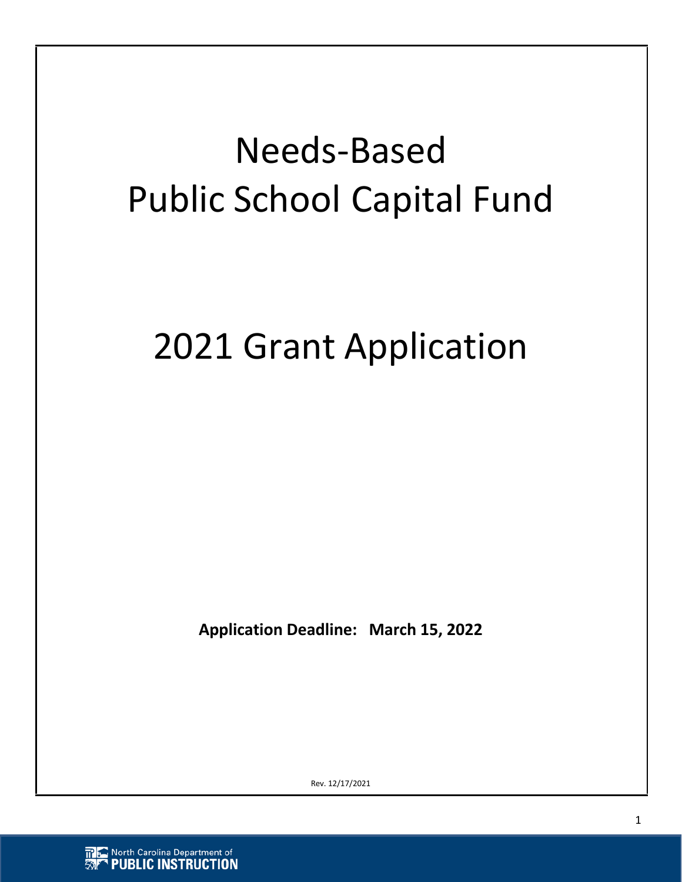# Needs-Based Public School Capital Fund

# 2021 Grant Application

**Application Deadline: March 15, 2022**

Rev. 12/17/2021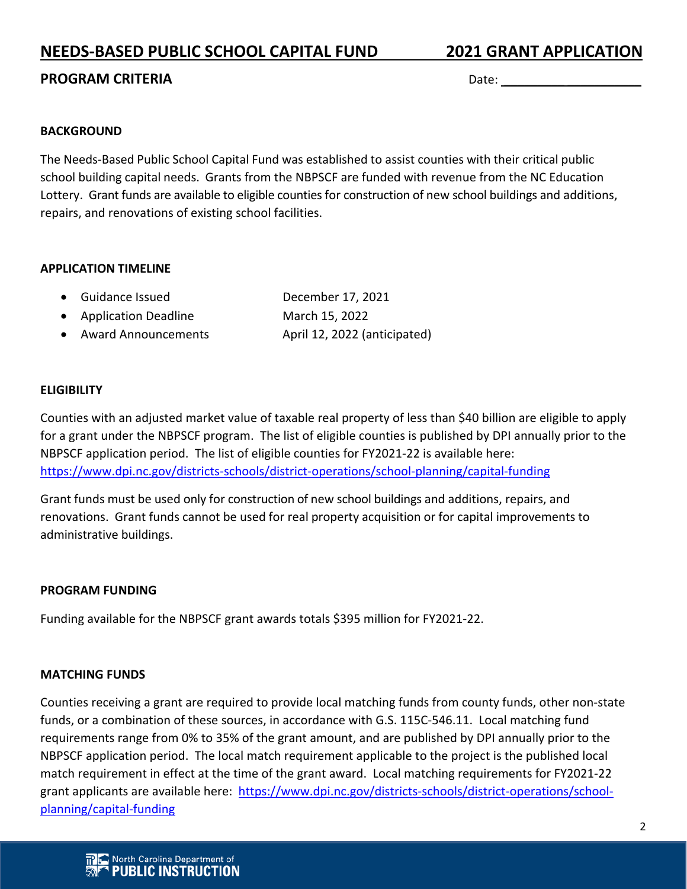# NEEDS-BASED PUBLIC SCHOOL CAPITAL FUND 2021 GRANT APPLICATION

## PROGRAM CRITERIA

Date: ____________________

### BACKGROUND

The Needs-Based Public School Capital Fund was established to assist counties with their critical public school building capital needs. Grants from the NBPSCF are funded with revenue from the NC Education Lottery. Grant funds are available to eligible counties for construction of new school buildings and additions, repairs, and renovations of existing school facilities.

### APPLICATION TIMELINE

- Guidance Issued — December 17, 2021
- Application Deadline — March 15, 2022
- Award Announcements — April 12, 2022 (anticipated)

### ELIGIBILITY

Counties with an adjusted market value of taxable real property of less than $40 billion are eligible to apply for a grant under the NBPSCF program. The list of eligible counties is published by DPI annually prior to the NBPSCF application period. The list of eligible counties for FY2021-22 is available here: https://www.dpi.nc.gov/districts-schools/district-operations/school-planning/capital-funding

Grant funds must be used only for construction of new school buildings and additions, repairs, and renovations. Grant funds cannot be used for real property acquisition or for capital improvements to administrative buildings.

### PROGRAM FUNDING

Funding available for the NBPSCF grant awards totals $395 million for FY2021-22.

### MATCHING FUNDS

Counties receiving a grant are required to provide local matching funds from county funds, other non-state funds, or a combination of these sources, in accordance with G.S. 115C-546.11. Local matching fund requirements range from 0% to 35% of the grant amount, and are published by DPI annually prior to the NBPSCF application period. The local match requirement applicable to the project is the published local match requirement in effect at the time of the grant award. Local matching requirements for FY2021-22 grant applicants are available here: https://www.dpi.nc.gov/districts-schools/district-operations/school-planning/capital-funding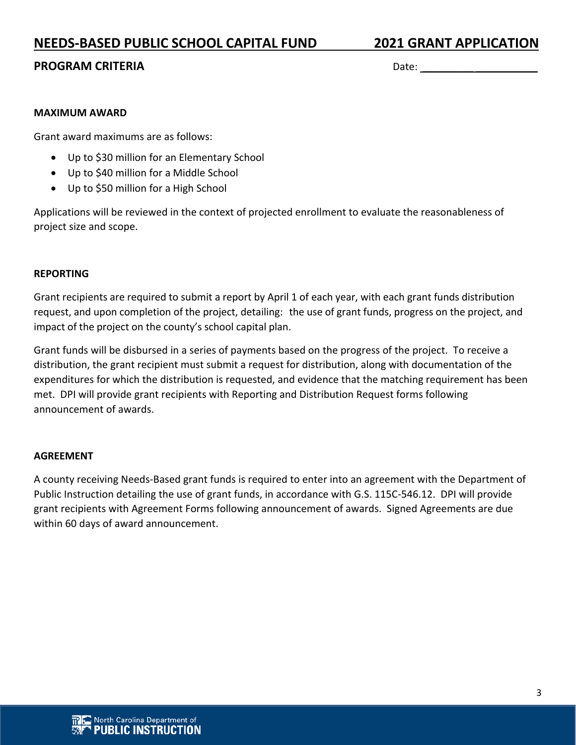# NEEDS-BASED PUBLIC SCHOOL CAPITAL FUND 2021 GRANT APPLICATION

## PROGRAM CRITERIA

Date: ___________________

### MAXIMUM AWARD

Grant award maximums are as follows:

- Up to $30 million for an Elementary School
- Up to $40 million for a Middle School
- Up to $50 million for a High School

Applications will be reviewed in the context of projected enrollment to evaluate the reasonableness of project size and scope.

### REPORTING

Grant recipients are required to submit a report by April 1 of each year, with each grant funds distribution request, and upon completion of the project, detailing: the use of grant funds, progress on the project, and impact of the project on the county's school capital plan.

Grant funds will be disbursed in a series of payments based on the progress of the project. To receive a distribution, the grant recipient must submit a request for distribution, along with documentation of the expenditures for which the distribution is requested, and evidence that the matching requirement has been met. DPI will provide grant recipients with Reporting and Distribution Request forms following announcement of awards.

### AGREEMENT

A county receiving Needs-Based grant funds is required to enter into an agreement with the Department of Public Instruction detailing the use of grant funds, in accordance with G.S. 115C-546.12. DPI will provide grant recipients with Agreement Forms following announcement of awards. Signed Agreements are due within 60 days of award announcement.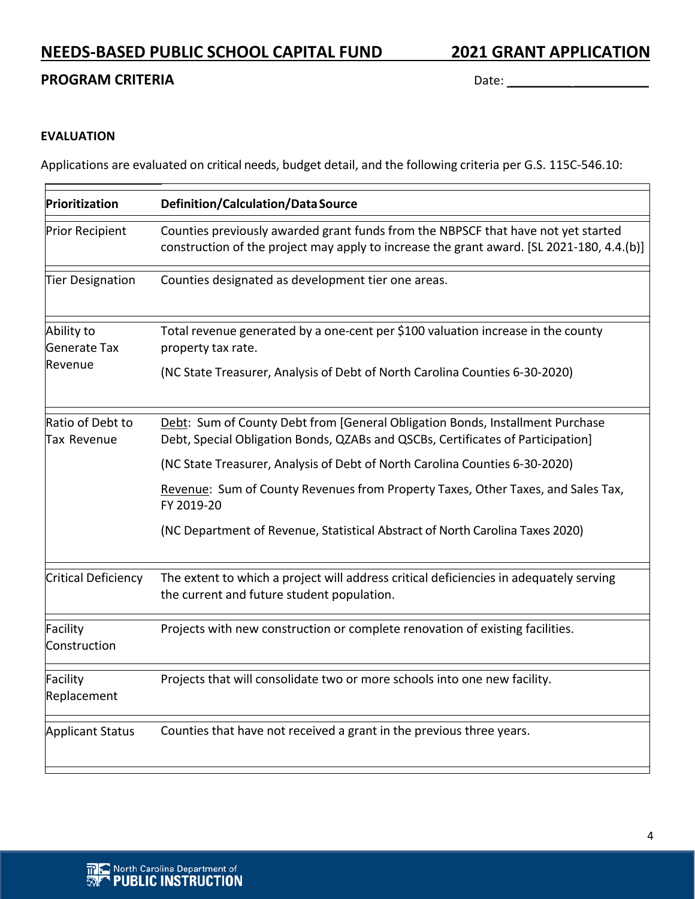## NEEDS-BASED PUBLIC SCHOOL CAPITAL FUND 2021 GRANT APPLICATION

### PROGRAM CRITERIA

Date: ____________________

**EVALUATION**

Applications are evaluated on critical needs, budget detail, and the following criteria per G.S. 115C-546.10:

| Prioritization | Definition/Calculation/Data Source |
|---|---|
| Prior Recipient | Counties previously awarded grant funds from the NBPSCF that have not yet started construction of the project may apply to increase the grant award. [SL 2021-180, 4.4.(b)] |
| Tier Designation | Counties designated as development tier one areas. |
| Ability to Generate Tax Revenue | Total revenue generated by a one-cent per $100 valuation increase in the county property tax rate.<br><br>(NC State Treasurer, Analysis of Debt of North Carolina Counties 6-30-2020) |
| Ratio of Debt to Tax Revenue | Debt: Sum of County Debt from [General Obligation Bonds, Installment Purchase Debt, Special Obligation Bonds, QZABs and QSCBs, Certificates of Participation]<br><br>(NC State Treasurer, Analysis of Debt of North Carolina Counties 6-30-2020)<br><br>Revenue: Sum of County Revenues from Property Taxes, Other Taxes, and Sales Tax, FY 2019-20<br><br>(NC Department of Revenue, Statistical Abstract of North Carolina Taxes 2020) |
| Critical Deficiency | The extent to which a project will address critical deficiencies in adequately serving the current and future student population. |
| Facility Construction | Projects with new construction or complete renovation of existing facilities. |
| Facility Replacement | Projects that will consolidate two or more schools into one new facility. |
| Applicant Status | Counties that have not received a grant in the previous three years. |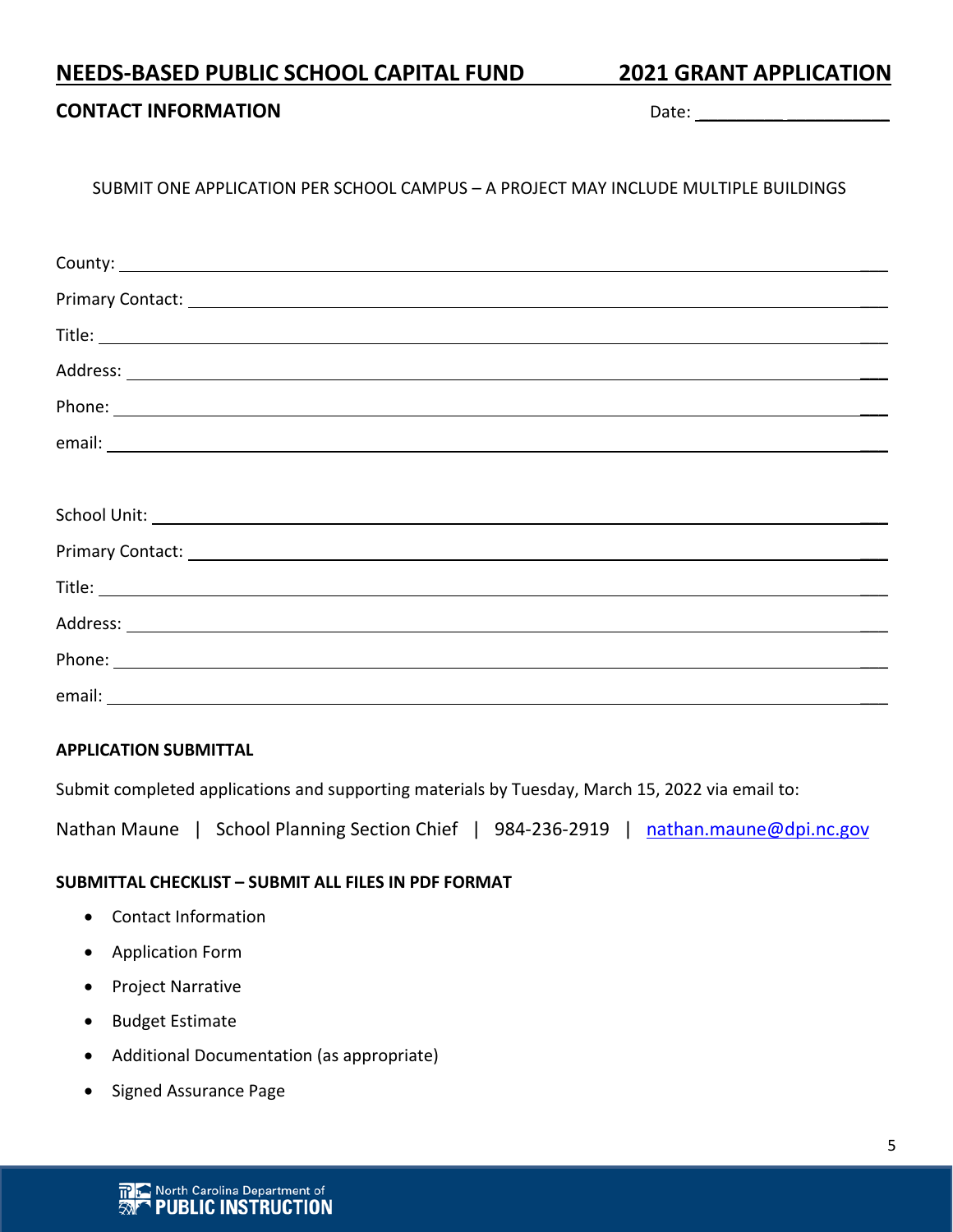## NEEDS-BASED PUBLIC SCHOOL CAPITAL FUND 2021 GRANT APPLICATION

### CONTACT INFORMATION

Date: ______________________

SUBMIT ONE APPLICATION PER SCHOOL CAMPUS – A PROJECT MAY INCLUDE MULTIPLE BUILDINGS

County: ______________________________________________________________________

Primary Contact: ______________________________________________________________

Title: ________________________________________________________________________

Address: _____________________________________________________________________

Phone: _______________________________________________________________________

email: _______________________________________________________________________

School Unit: __________________________________________________________________

Primary Contact: ______________________________________________________________

Title: ________________________________________________________________________

Address: _____________________________________________________________________

Phone: _______________________________________________________________________

email: _______________________________________________________________________

**APPLICATION SUBMITTAL**

Submit completed applications and supporting materials by Tuesday, March 15, 2022 via email to:

Nathan Maune | School Planning Section Chief | 984-236-2919 | nathan.maune@dpi.nc.gov

**SUBMITTAL CHECKLIST – SUBMIT ALL FILES IN PDF FORMAT**

- Contact Information
- Application Form
- Project Narrative
- Budget Estimate
- Additional Documentation (as appropriate)
- Signed Assurance Page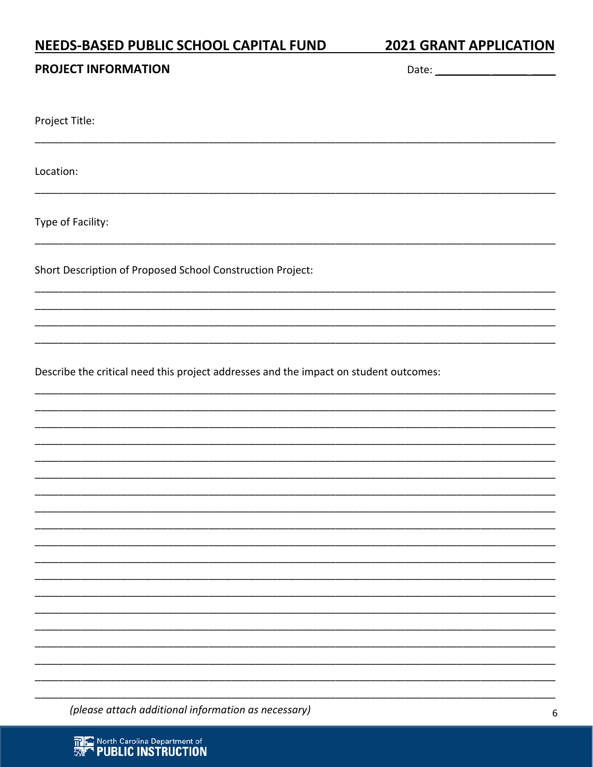## NEEDS-BASED PUBLIC SCHOOL CAPITAL FUND — 2021 GRANT APPLICATION

### PROJECT INFORMATION

Date: ______________________

Project Title:

_____________________________________________________________________________

Location:

_____________________________________________________________________________

Type of Facility:

_____________________________________________________________________________

Short Description of Proposed School Construction Project:

_____________________________________________________________________________
_____________________________________________________________________________
_____________________________________________________________________________
_____________________________________________________________________________

Describe the critical need this project addresses and the impact on student outcomes:

_____________________________________________________________________________
_____________________________________________________________________________
_____________________________________________________________________________
_____________________________________________________________________________
_____________________________________________________________________________
_____________________________________________________________________________
_____________________________________________________________________________
_____________________________________________________________________________
_____________________________________________________________________________
_____________________________________________________________________________
_____________________________________________________________________________
_____________________________________________________________________________
_____________________________________________________________________________
_____________________________________________________________________________
_____________________________________________________________________________
_____________________________________________________________________________
_____________________________________________________________________________
_____________________________________________________________________________
_____________________________________________________________________________

*(please attach additional information as necessary)*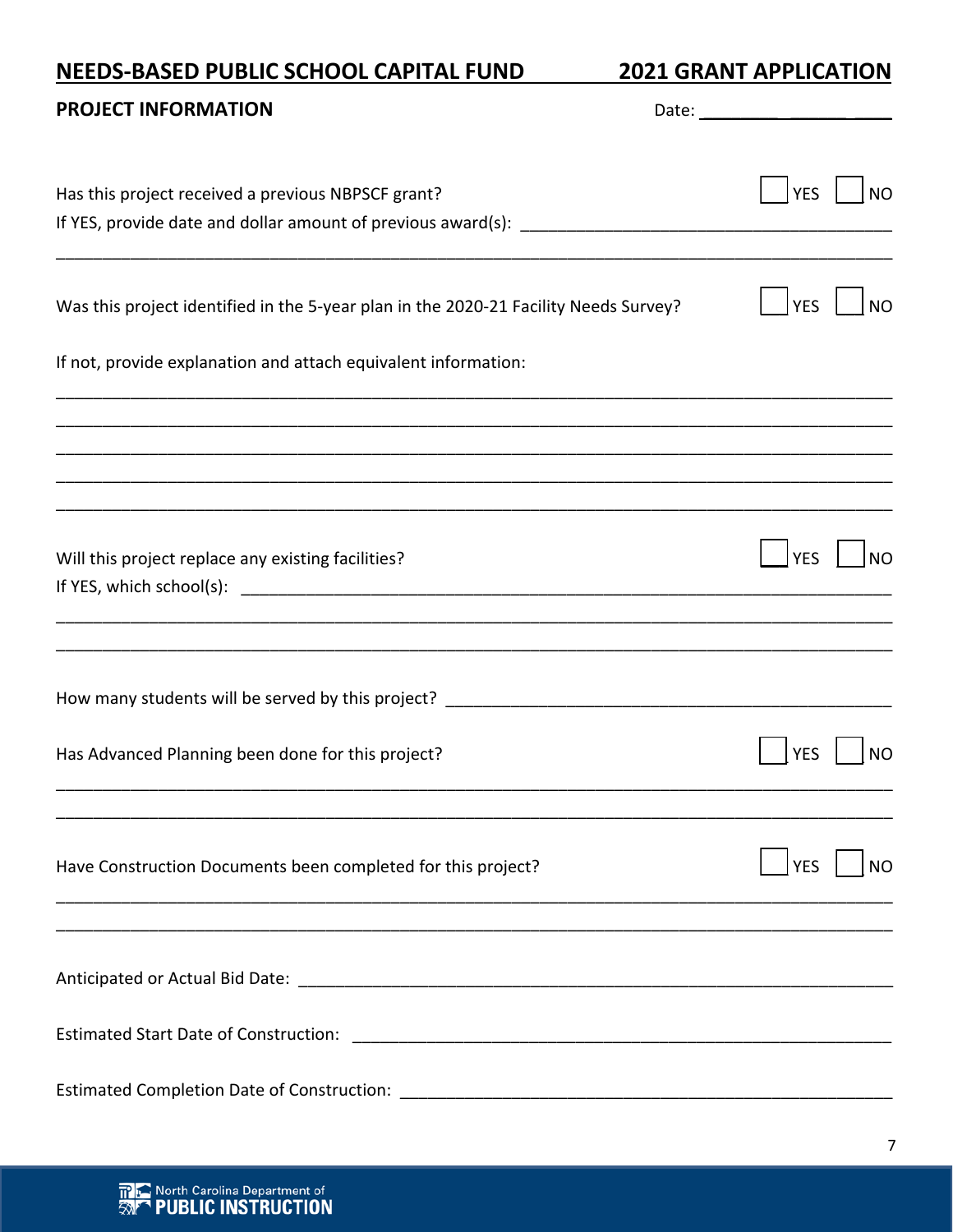## NEEDS-BASED PUBLIC SCHOOL CAPITAL FUND 2021 GRANT APPLICATION

**PROJECT INFORMATION**

Date: ________ ______ ____

Has this project received a previous NBPSCF grant? ☐ YES ☐ NO

If YES, provide date and dollar amount of previous award(s): ________________________________________

_____________________________________________________________________________________

Was this project identified in the 5-year plan in the 2020-21 Facility Needs Survey? ☐ YES ☐ NO

If not, provide explanation and attach equivalent information:

_____________________________________________________________________________________

_____________________________________________________________________________________

_____________________________________________________________________________________

_____________________________________________________________________________________

_____________________________________________________________________________________

Will this project replace any existing facilities? ☐ YES ☐ NO

If YES, which school(s): ___________________________________________________________________

_____________________________________________________________________________________

_____________________________________________________________________________________

How many students will be served by this project? ________________________________________________

Has Advanced Planning been done for this project? ☐ YES ☐ NO

_____________________________________________________________________________________

_____________________________________________________________________________________

Have Construction Documents been completed for this project? ☐ YES ☐ NO

_____________________________________________________________________________________

_____________________________________________________________________________________

Anticipated or Actual Bid Date: _____________________________________________________________

Estimated Start Date of Construction: _______________________________________________________

Estimated Completion Date of Construction: ___________________________________________________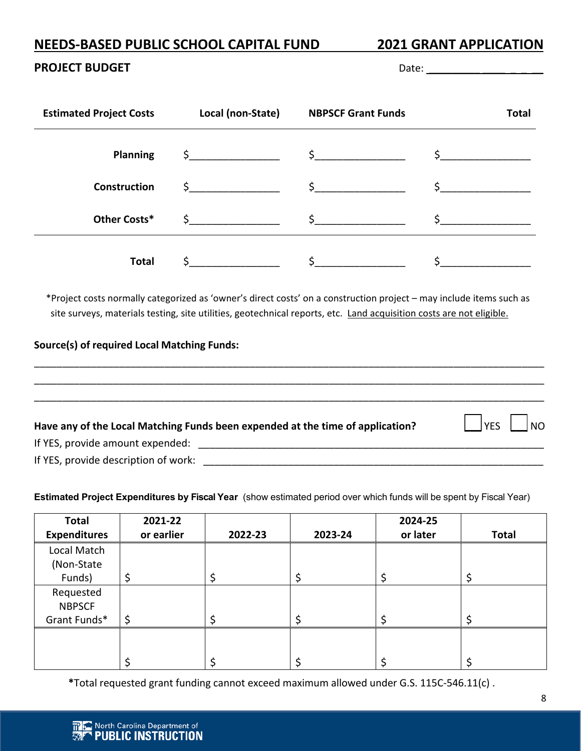## NEEDS-BASED PUBLIC SCHOOL CAPITAL FUND    2021 GRANT APPLICATION

**PROJECT BUDGET**

Date: ____________________

| Estimated Project Costs | Local (non-State) | NBPSCF Grant Funds | Total |
|---|---|---|---|
| **Planning** | $______________ | $______________ | $______________ |
| **Construction** | $______________ | $______________ | $______________ |
| **Other Costs*** | $______________ | $______________ | $______________ |
| **Total** | $______________ | $______________ | $______________ |

*Project costs normally categorized as 'owner's direct costs' on a construction project – may include items such as site surveys, materials testing, site utilities, geotechnical reports, etc. Land acquisition costs are not eligible.

**Source(s) of required Local Matching Funds:**

______________________________________________________________________________

______________________________________________________________________________

______________________________________________________________________________

**Have any of the Local Matching Funds been expended at the time of application?** ☐ YES ☐ NO

If YES, provide amount expended: ______________________________________________

If YES, provide description of work: ____________________________________________

**Estimated Project Expenditures by Fiscal Year** (show estimated period over which funds will be spent by Fiscal Year)

| Total Expenditures | 2021-22 or earlier | 2022-23 | 2023-24 | 2024-25 or later | Total |
|---|---|---|---|---|---|
| Local Match (Non-State Funds) | $ | $ | $ | $ | $ |
| Requested NBPSCF Grant Funds* | $ | $ | $ | $ | $ |
| | $ | $ | $ | $ | $ |

*Total requested grant funding cannot exceed maximum allowed under G.S. 115C-546.11(c) .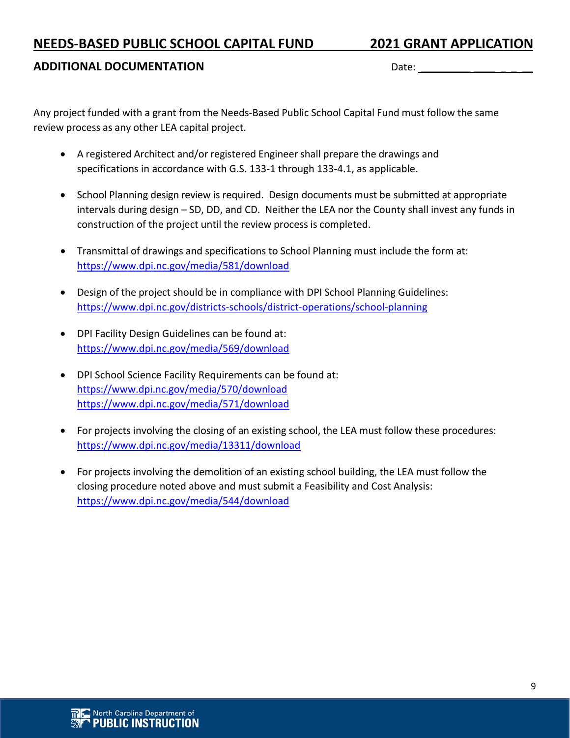## NEEDS-BASED PUBLIC SCHOOL CAPITAL FUND — 2021 GRANT APPLICATION

### ADDITIONAL DOCUMENTATION

Date: ____________________

Any project funded with a grant from the Needs-Based Public School Capital Fund must follow the same review process as any other LEA capital project.

- A registered Architect and/or registered Engineer shall prepare the drawings and specifications in accordance with G.S. 133-1 through 133-4.1, as applicable.
- School Planning design review is required. Design documents must be submitted at appropriate intervals during design – SD, DD, and CD. Neither the LEA nor the County shall invest any funds in construction of the project until the review process is completed.
- Transmittal of drawings and specifications to School Planning must include the form at: https://www.dpi.nc.gov/media/581/download
- Design of the project should be in compliance with DPI School Planning Guidelines: https://www.dpi.nc.gov/districts-schools/district-operations/school-planning
- DPI Facility Design Guidelines can be found at: https://www.dpi.nc.gov/media/569/download
- DPI School Science Facility Requirements can be found at:
  https://www.dpi.nc.gov/media/570/download
  https://www.dpi.nc.gov/media/571/download
- For projects involving the closing of an existing school, the LEA must follow these procedures: https://www.dpi.nc.gov/media/13311/download
- For projects involving the demolition of an existing school building, the LEA must follow the closing procedure noted above and must submit a Feasibility and Cost Analysis: https://www.dpi.nc.gov/media/544/download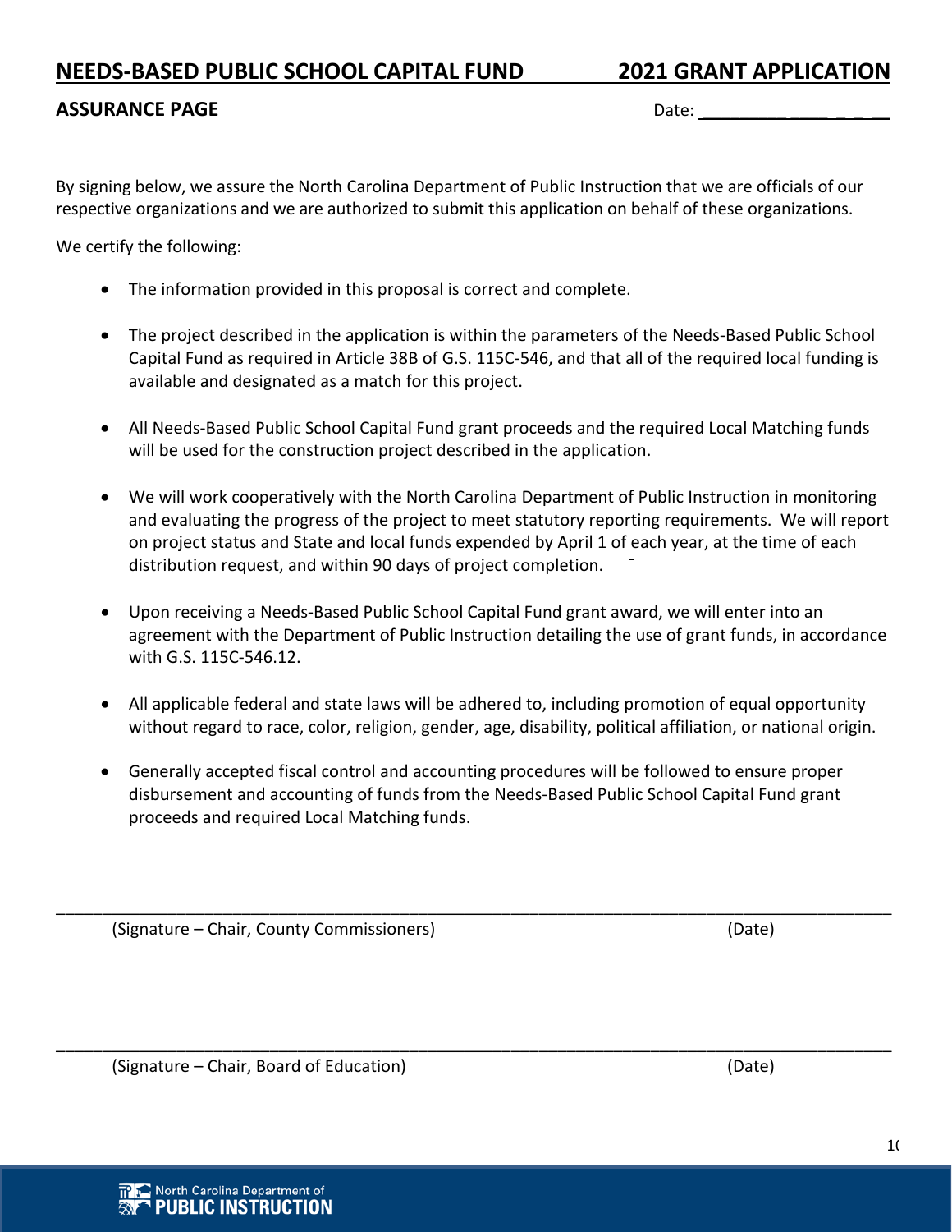# NEEDS-BASED PUBLIC SCHOOL CAPITAL FUND 2021 GRANT APPLICATION

## ASSURANCE PAGE

Date: ____________________

By signing below, we assure the North Carolina Department of Public Instruction that we are officials of our respective organizations and we are authorized to submit this application on behalf of these organizations.

We certify the following:

- The information provided in this proposal is correct and complete.
- The project described in the application is within the parameters of the Needs-Based Public School Capital Fund as required in Article 38B of G.S. 115C-546, and that all of the required local funding is available and designated as a match for this project.
- All Needs-Based Public School Capital Fund grant proceeds and the required Local Matching funds will be used for the construction project described in the application.
- We will work cooperatively with the North Carolina Department of Public Instruction in monitoring and evaluating the progress of the project to meet statutory reporting requirements. We will report on project status and State and local funds expended by April 1 of each year, at the time of each distribution request, and within 90 days of project completion.
- Upon receiving a Needs-Based Public School Capital Fund grant award, we will enter into an agreement with the Department of Public Instruction detailing the use of grant funds, in accordance with G.S. 115C-546.12.
- All applicable federal and state laws will be adhered to, including promotion of equal opportunity without regard to race, color, religion, gender, age, disability, political affiliation, or national origin.
- Generally accepted fiscal control and accounting procedures will be followed to ensure proper disbursement and accounting of funds from the Needs-Based Public School Capital Fund grant proceeds and required Local Matching funds.

______________________________________________________________________________

(Signature – Chair, County Commissioners) (Date)

______________________________________________________________________________

(Signature – Chair, Board of Education) (Date)